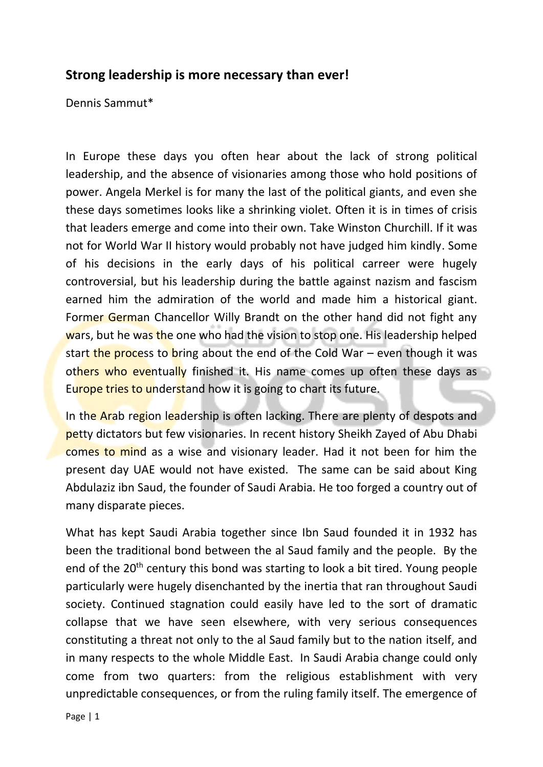## Strong leadership is more necessary than ever!

Dennis Sammut*

In Europe these days you often hear about the lack of strong political leadership, and the absence of visionaries among those who hold positions of power. Angela Merkel is for many the last of the political giants, and even she these days sometimes looks like a shrinking violet. Often it is in times of crisis that leaders emerge and come into their own. Take Winston Churchill. If it was not for World War II history would probably not have judged him kindly. Some of his decisions in the early days of his political carreer were hugely controversial, but his leadership during the battle against nazism and fascism earned him the admiration of the world and made him a historical giant. Former German Chancellor Willy Brandt on the other hand did not fight any wars, but he was the one who had the vision to stop one. His leadership helped start the process to bring about the end of the Cold War – even though it was others who eventually finished it. His name comes up often these days as Europe tries to understand how it is going to chart its future.

In the Arab region leadership is often lacking. There are plenty of despots and petty dictators but few visionaries. In recent history Sheikh Zayed of Abu Dhabi comes to mind as a wise and visionary leader. Had it not been for him the present day UAE would not have existed. The same can be said about King Abdulaziz ibn Saud, the founder of Saudi Arabia. He too forged a country out of many disparate pieces.

What has kept Saudi Arabia together since Ibn Saud founded it in 1932 has been the traditional bond between the al Saud family and the people. By the end of the 20th century this bond was starting to look a bit tired. Young people particularly were hugely disenchanted by the inertia that ran throughout Saudi society. Continued stagnation could easily have led to the sort of dramatic collapse that we have seen elsewhere, with very serious consequences constituting a threat not only to the al Saud family but to the nation itself, and in many respects to the whole Middle East. In Saudi Arabia change could only come from two quarters: from the religious establishment with very unpredictable consequences, or from the ruling family itself. The emergence of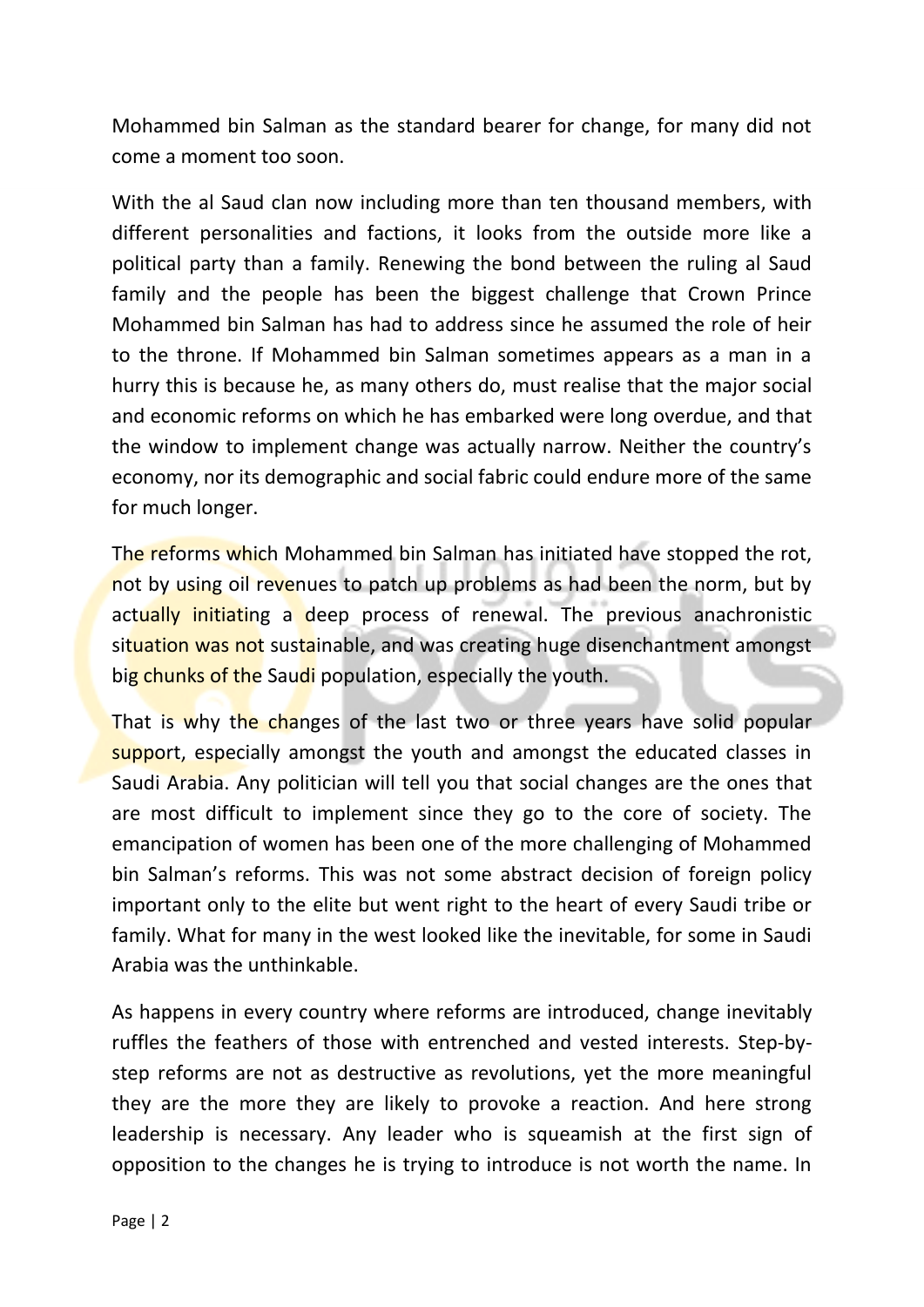Mohammed bin Salman as the standard bearer for change, for many did not come a moment too soon.

With the al Saud clan now including more than ten thousand members, with different personalities and factions, it looks from the outside more like a political party than a family. Renewing the bond between the ruling al Saud family and the people has been the biggest challenge that Crown Prince Mohammed bin Salman has had to address since he assumed the role of heir to the throne. If Mohammed bin Salman sometimes appears as a man in a hurry this is because he, as many others do, must realise that the major social and economic reforms on which he has embarked were long overdue, and that the window to implement change was actually narrow. Neither the country's economy, nor its demographic and social fabric could endure more of the same for much longer.

The reforms which Mohammed bin Salman has initiated have stopped the rot, not by using oil revenues to patch up problems as had been the norm, but by actually initiating a deep process of renewal. The previous anachronistic situation was not sustainable, and was creating huge disenchantment amongst big chunks of the Saudi population, especially the youth.

That is why the changes of the last two or three years have solid popular support, especially amongst the youth and amongst the educated classes in Saudi Arabia. Any politician will tell you that social changes are the ones that are most difficult to implement since they go to the core of society. The emancipation of women has been one of the more challenging of Mohammed bin Salman's reforms. This was not some abstract decision of foreign policy important only to the elite but went right to the heart of every Saudi tribe or family. What for many in the west looked like the inevitable, for some in Saudi Arabia was the unthinkable.

As happens in every country where reforms are introduced, change inevitably ruffles the feathers of those with entrenched and vested interests. Step-by-step reforms are not as destructive as revolutions, yet the more meaningful they are the more they are likely to provoke a reaction. And here strong leadership is necessary. Any leader who is squeamish at the first sign of opposition to the changes he is trying to introduce is not worth the name. In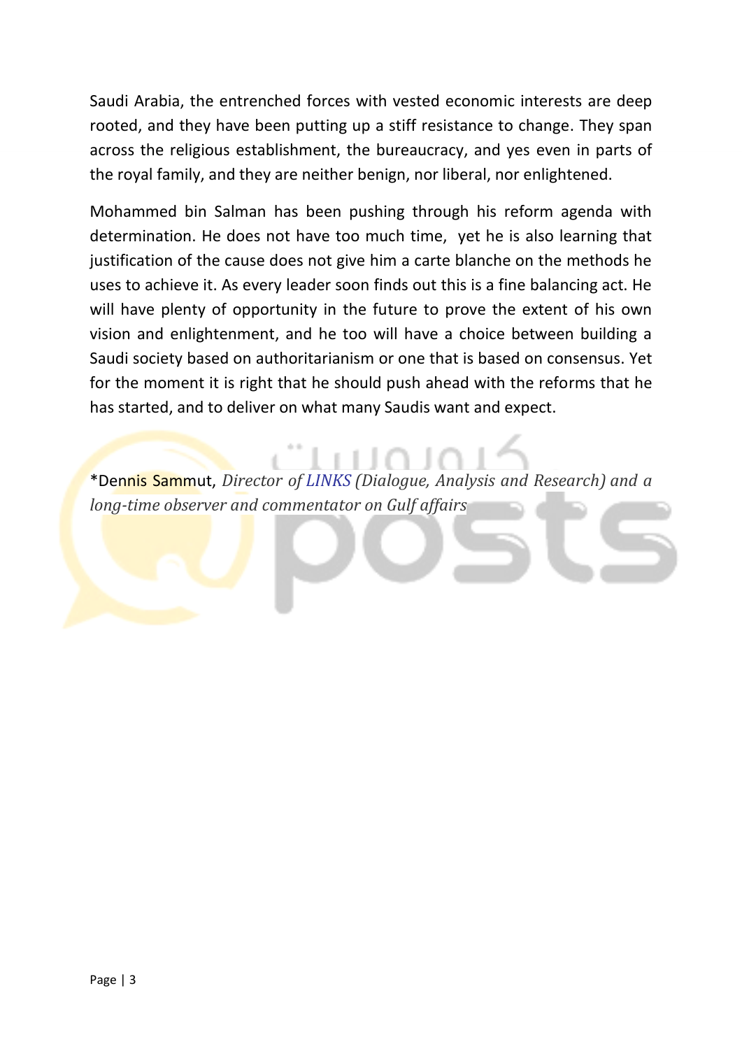Saudi Arabia, the entrenched forces with vested economic interests are deep rooted, and they have been putting up a stiff resistance to change. They span across the religious establishment, the bureaucracy, and yes even in parts of the royal family, and they are neither benign, nor liberal, nor enlightened.

Mohammed bin Salman has been pushing through his reform agenda with determination. He does not have too much time,  yet he is also learning that justification of the cause does not give him a carte blanche on the methods he uses to achieve it. As every leader soon finds out this is a fine balancing act. He will have plenty of opportunity in the future to prove the extent of his own vision and enlightenment, and he too will have a choice between building a Saudi society based on authoritarianism or one that is based on consensus. Yet for the moment it is right that he should push ahead with the reforms that he has started, and to deliver on what many Saudis want and expect.

*Dennis Sammut, *Director of LINKS (Dialogue, Analysis and Research) and a long-time observer and commentator on Gulf affairs*